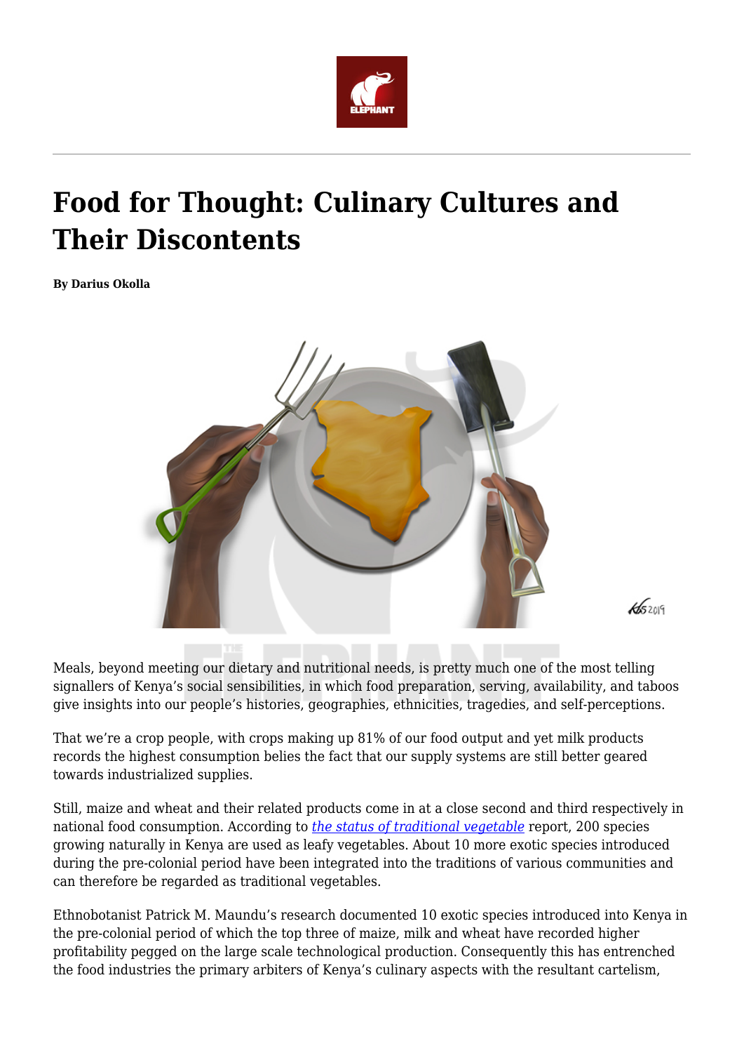# Food for Thought: Culinary Cultures and Their Discontents

**By Darius Okolla**

Meals, beyond meeting our dietary and nutritional needs, is pretty much one of the most telling signallers of Kenya's social sensibilities, in which food preparation, serving, availability, and taboos give insights into our people's histories, geographies, ethnicities, tragedies, and self-perceptions.

That we're a crop people, with crops making up 81% of our food output and yet milk products records the highest consumption belies the fact that our supply systems are still better geared towards industrialized supplies.

Still, maize and wheat and their related products come in at a close second and third respectively in national food consumption. According to *the status of traditional vegetable* report, 200 species growing naturally in Kenya are used as leafy vegetables. About 10 more exotic species introduced during the pre-colonial period have been integrated into the traditions of various communities and can therefore be regarded as traditional vegetables.

Ethnobotanist Patrick M. Maundu's research documented 10 exotic species introduced into Kenya in the pre-colonial period of which the top three of maize, milk and wheat have recorded higher profitability pegged on the large scale technological production. Consequently this has entrenched the food industries the primary arbiters of Kenya's culinary aspects with the resultant cartelism,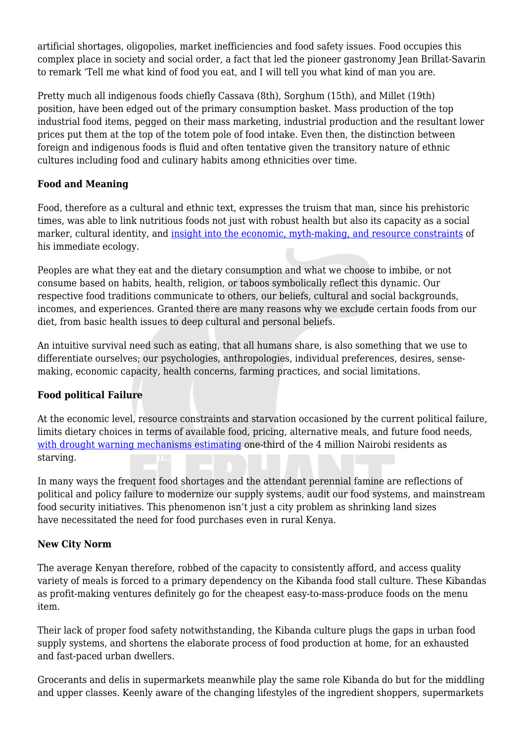artificial shortages, oligopolies, market inefficiencies and food safety issues. Food occupies this complex place in society and social order, a fact that led the pioneer gastronomy Jean Brillat-Savarin to remark 'Tell me what kind of food you eat, and I will tell you what kind of man you are.

Pretty much all indigenous foods chiefly Cassava (8th), Sorghum (15th), and Millet (19th) position, have been edged out of the primary consumption basket. Mass production of the top industrial food items, pegged on their mass marketing, industrial production and the resultant lower prices put them at the top of the totem pole of food intake. Even then, the distinction between foreign and indigenous foods is fluid and often tentative given the transitory nature of ethnic cultures including food and culinary habits among ethnicities over time.

**Food and Meaning**

Food, therefore as a cultural and ethnic text, expresses the truism that man, since his prehistoric times, was able to link nutritious foods not just with robust health but also its capacity as a social marker, cultural identity, and insight into the economic, myth-making, and resource constraints of his immediate ecology.

Peoples are what they eat and the dietary consumption and what we choose to imbibe, or not consume based on habits, health, religion, or taboos symbolically reflect this dynamic. Our respective food traditions communicate to others, our beliefs, cultural and social backgrounds, incomes, and experiences. Granted there are many reasons why we exclude certain foods from our diet, from basic health issues to deep cultural and personal beliefs.

An intuitive survival need such as eating, that all humans share, is also something that we use to differentiate ourselves; our psychologies, anthropologies, individual preferences, desires, sense-making, economic capacity, health concerns, farming practices, and social limitations.

**Food political Failure**

At the economic level, resource constraints and starvation occasioned by the current political failure, limits dietary choices in terms of available food, pricing, alternative meals, and future food needs, with drought warning mechanisms estimating one-third of the 4 million Nairobi residents as starving.

In many ways the frequent food shortages and the attendant perennial famine are reflections of political and policy failure to modernize our supply systems, audit our food systems, and mainstream food security initiatives. This phenomenon isn't just a city problem as shrinking land sizes have necessitated the need for food purchases even in rural Kenya.

**New City Norm**

The average Kenyan therefore, robbed of the capacity to consistently afford, and access quality variety of meals is forced to a primary dependency on the Kibanda food stall culture. These Kibandas as profit-making ventures definitely go for the cheapest easy-to-mass-produce foods on the menu item.

Their lack of proper food safety notwithstanding, the Kibanda culture plugs the gaps in urban food supply systems, and shortens the elaborate process of food production at home, for an exhausted and fast-paced urban dwellers.

Grocerants and delis in supermarkets meanwhile play the same role Kibanda do but for the middling and upper classes. Keenly aware of the changing lifestyles of the ingredient shoppers, supermarkets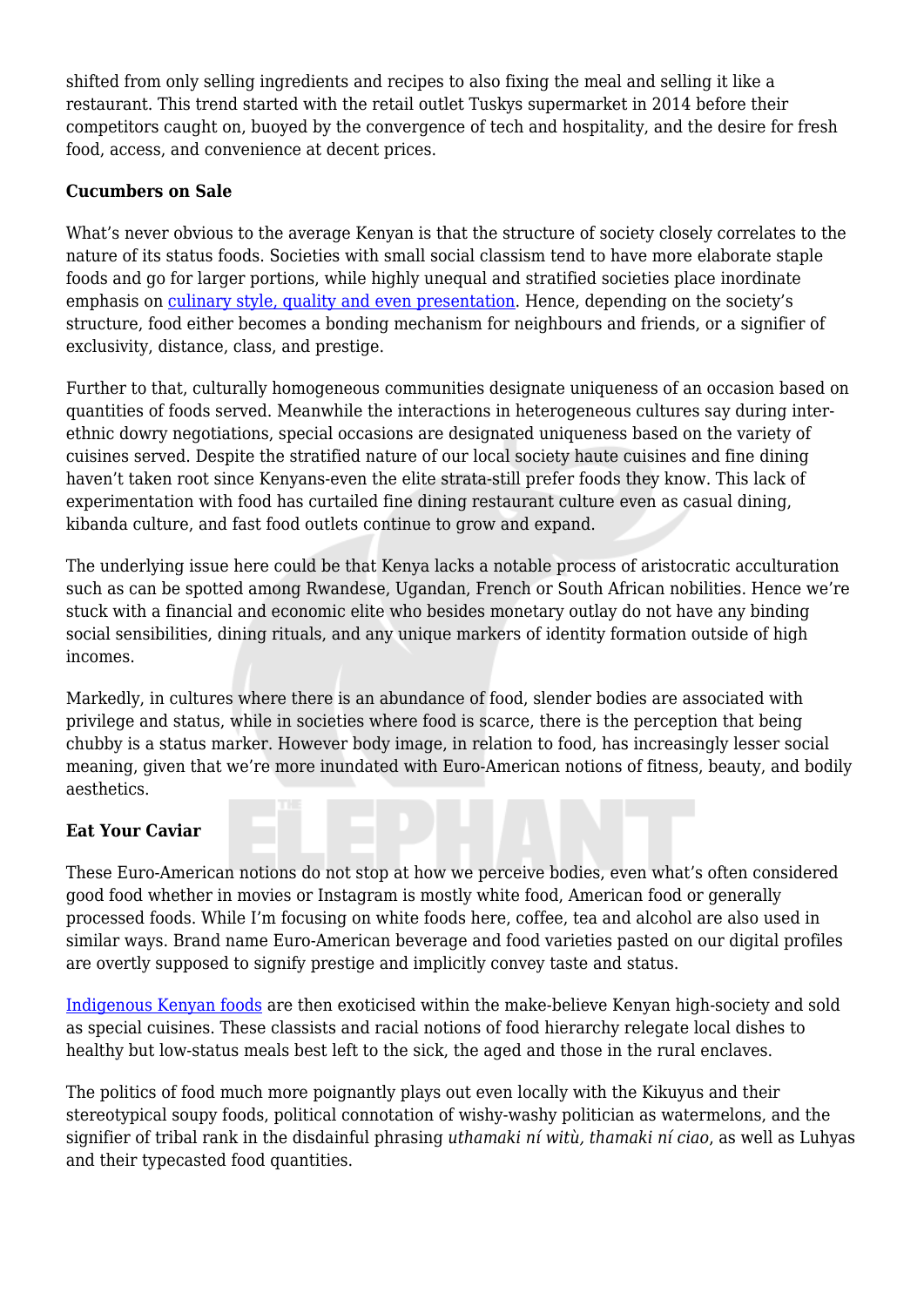shifted from only selling ingredients and recipes to also fixing the meal and selling it like a restaurant. This trend started with the retail outlet Tuskys supermarket in 2014 before their competitors caught on, buoyed by the convergence of tech and hospitality, and the desire for fresh food, access, and convenience at decent prices.

**Cucumbers on Sale**

What's never obvious to the average Kenyan is that the structure of society closely correlates to the nature of its status foods. Societies with small social classism tend to have more elaborate staple foods and go for larger portions, while highly unequal and stratified societies place inordinate emphasis on culinary style, quality and even presentation. Hence, depending on the society's structure, food either becomes a bonding mechanism for neighbours and friends, or a signifier of exclusivity, distance, class, and prestige.

Further to that, culturally homogeneous communities designate uniqueness of an occasion based on quantities of foods served. Meanwhile the interactions in heterogeneous cultures say during inter-ethnic dowry negotiations, special occasions are designated uniqueness based on the variety of cuisines served. Despite the stratified nature of our local society haute cuisines and fine dining haven't taken root since Kenyans-even the elite strata-still prefer foods they know. This lack of experimentation with food has curtailed fine dining restaurant culture even as casual dining, kibanda culture, and fast food outlets continue to grow and expand.

The underlying issue here could be that Kenya lacks a notable process of aristocratic acculturation such as can be spotted among Rwandese, Ugandan, French or South African nobilities. Hence we're stuck with a financial and economic elite who besides monetary outlay do not have any binding social sensibilities, dining rituals, and any unique markers of identity formation outside of high incomes.

Markedly, in cultures where there is an abundance of food, slender bodies are associated with privilege and status, while in societies where food is scarce, there is the perception that being chubby is a status marker. However body image, in relation to food, has increasingly lesser social meaning, given that we're more inundated with Euro-American notions of fitness, beauty, and bodily aesthetics.

**Eat Your Caviar**

These Euro-American notions do not stop at how we perceive bodies, even what's often considered good food whether in movies or Instagram is mostly white food, American food or generally processed foods. While I'm focusing on white foods here, coffee, tea and alcohol are also used in similar ways. Brand name Euro-American beverage and food varieties pasted on our digital profiles are overtly supposed to signify prestige and implicitly convey taste and status.

Indigenous Kenyan foods are then exoticised within the make-believe Kenyan high-society and sold as special cuisines. These classists and racial notions of food hierarchy relegate local dishes to healthy but low-status meals best left to the sick, the aged and those in the rural enclaves.

The politics of food much more poignantly plays out even locally with the Kikuyus and their stereotypical soupy foods, political connotation of wishy-washy politician as watermelons, and the signifier of tribal rank in the disdainful phrasing *uthamaki ní witù, thamaki ní ciao*, as well as Luhyas and their typecasted food quantities.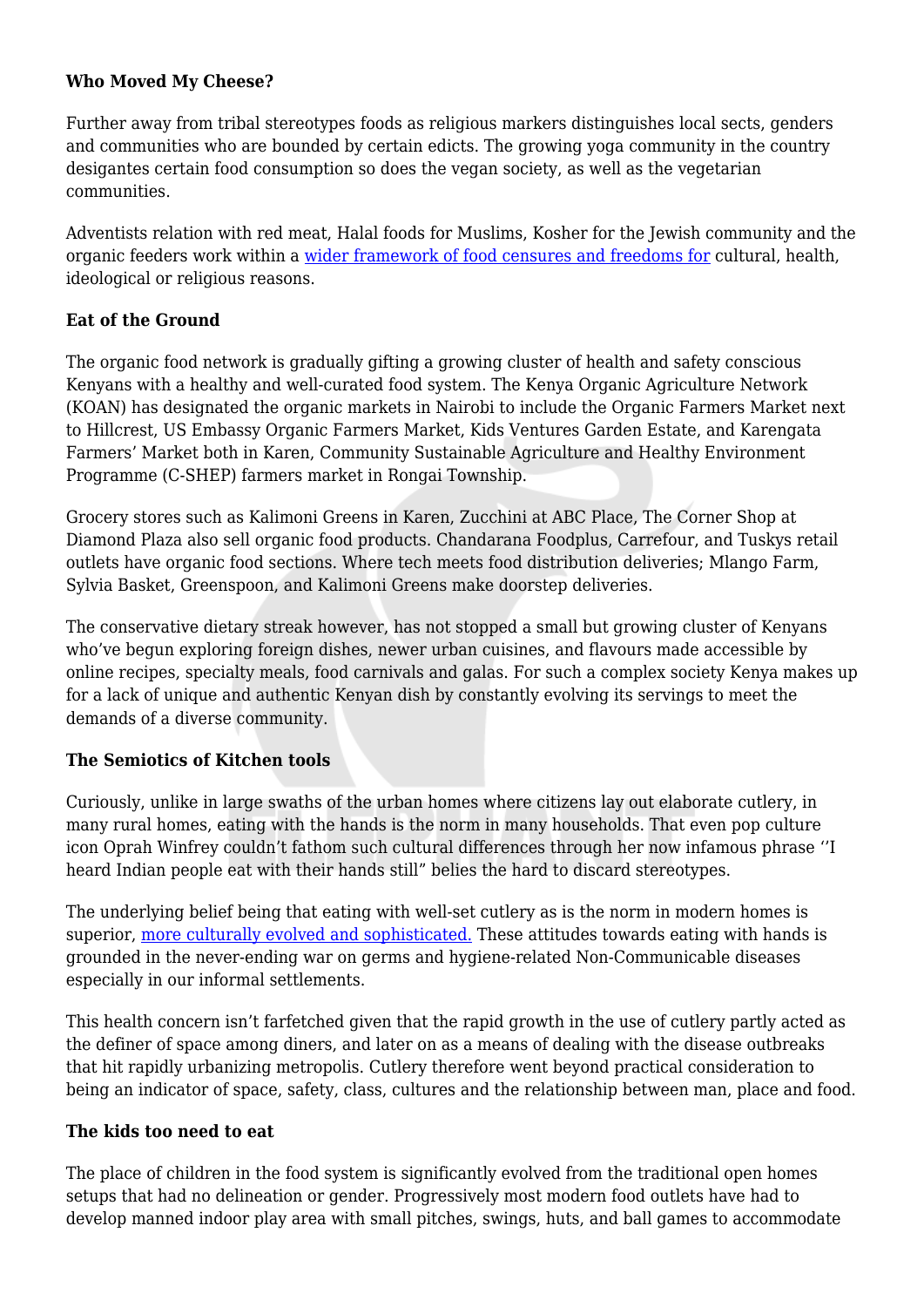**Who Moved My Cheese?**

Further away from tribal stereotypes foods as religious markers distinguishes local sects, genders and communities who are bounded by certain edicts. The growing yoga community in the country desigantes certain food consumption so does the vegan society, as well as the vegetarian communities.

Adventists relation with red meat, Halal foods for Muslims, Kosher for the Jewish community and the organic feeders work within a [wider framework of food censures and freedoms for](#) cultural, health, ideological or religious reasons.

**Eat of the Ground**

The organic food network is gradually gifting a growing cluster of health and safety conscious Kenyans with a healthy and well-curated food system. The Kenya Organic Agriculture Network (KOAN) has designated the organic markets in Nairobi to include the Organic Farmers Market next to Hillcrest, US Embassy Organic Farmers Market, Kids Ventures Garden Estate, and Karengata Farmers' Market both in Karen, Community Sustainable Agriculture and Healthy Environment Programme (C-SHEP) farmers market in Rongai Township.

Grocery stores such as Kalimoni Greens in Karen, Zucchini at ABC Place, The Corner Shop at Diamond Plaza also sell organic food products. Chandarana Foodplus, Carrefour, and Tuskys retail outlets have organic food sections. Where tech meets food distribution deliveries; Mlango Farm, Sylvia Basket, Greenspoon, and Kalimoni Greens make doorstep deliveries.

The conservative dietary streak however, has not stopped a small but growing cluster of Kenyans who've begun exploring foreign dishes, newer urban cuisines, and flavours made accessible by online recipes, specialty meals, food carnivals and galas. For such a complex society Kenya makes up for a lack of unique and authentic Kenyan dish by constantly evolving its servings to meet the demands of a diverse community.

**The Semiotics of Kitchen tools**

Curiously, unlike in large swaths of the urban homes where citizens lay out elaborate cutlery, in many rural homes, eating with the hands is the norm in many households. That even pop culture icon Oprah Winfrey couldn't fathom such cultural differences through her now infamous phrase ''I heard Indian people eat with their hands still" belies the hard to discard stereotypes.

The underlying belief being that eating with well-set cutlery as is the norm in modern homes is superior, [more culturally evolved and sophisticated.](#) These attitudes towards eating with hands is grounded in the never-ending war on germs and hygiene-related Non-Communicable diseases especially in our informal settlements.

This health concern isn't farfetched given that the rapid growth in the use of cutlery partly acted as the definer of space among diners, and later on as a means of dealing with the disease outbreaks that hit rapidly urbanizing metropolis. Cutlery therefore went beyond practical consideration to being an indicator of space, safety, class, cultures and the relationship between man, place and food.

**The kids too need to eat**

The place of children in the food system is significantly evolved from the traditional open homes setups that had no delineation or gender. Progressively most modern food outlets have had to develop manned indoor play area with small pitches, swings, huts, and ball games to accommodate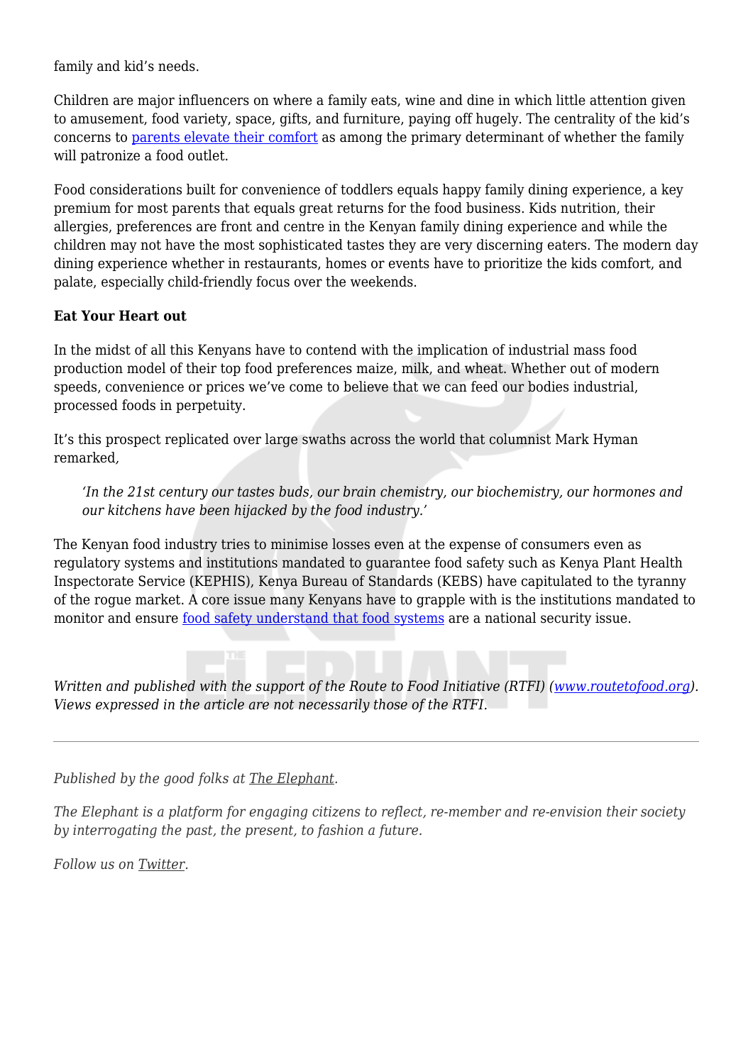family and kid's needs.

Children are major influencers on where a family eats, wine and dine in which little attention given to amusement, food variety, space, gifts, and furniture, paying off hugely. The centrality of the kid's concerns to parents elevate their comfort as among the primary determinant of whether the family will patronize a food outlet.

Food considerations built for convenience of toddlers equals happy family dining experience, a key premium for most parents that equals great returns for the food business. Kids nutrition, their allergies, preferences are front and centre in the Kenyan family dining experience and while the children may not have the most sophisticated tastes they are very discerning eaters. The modern day dining experience whether in restaurants, homes or events have to prioritize the kids comfort, and palate, especially child-friendly focus over the weekends.

**Eat Your Heart out**

In the midst of all this Kenyans have to contend with the implication of industrial mass food production model of their top food preferences maize, milk, and wheat. Whether out of modern speeds, convenience or prices we've come to believe that we can feed our bodies industrial, processed foods in perpetuity.

It's this prospect replicated over large swaths across the world that columnist Mark Hyman remarked,

> *'In the 21st century our tastes buds, our brain chemistry, our biochemistry, our hormones and our kitchens have been hijacked by the food industry.'*

The Kenyan food industry tries to minimise losses even at the expense of consumers even as regulatory systems and institutions mandated to guarantee food safety such as Kenya Plant Health Inspectorate Service (KEPHIS), Kenya Bureau of Standards (KEBS) have capitulated to the tyranny of the rogue market. A core issue many Kenyans have to grapple with is the institutions mandated to monitor and ensure food safety understand that food systems are a national security issue.

*Written and published with the support of the Route to Food Initiative (RTFI) (www.routetofood.org). Views expressed in the article are not necessarily those of the RTFI.*

---

*Published by the good folks at The Elephant.*

*The Elephant is a platform for engaging citizens to reflect, re-member and re-envision their society by interrogating the past, the present, to fashion a future.*

*Follow us on Twitter.*